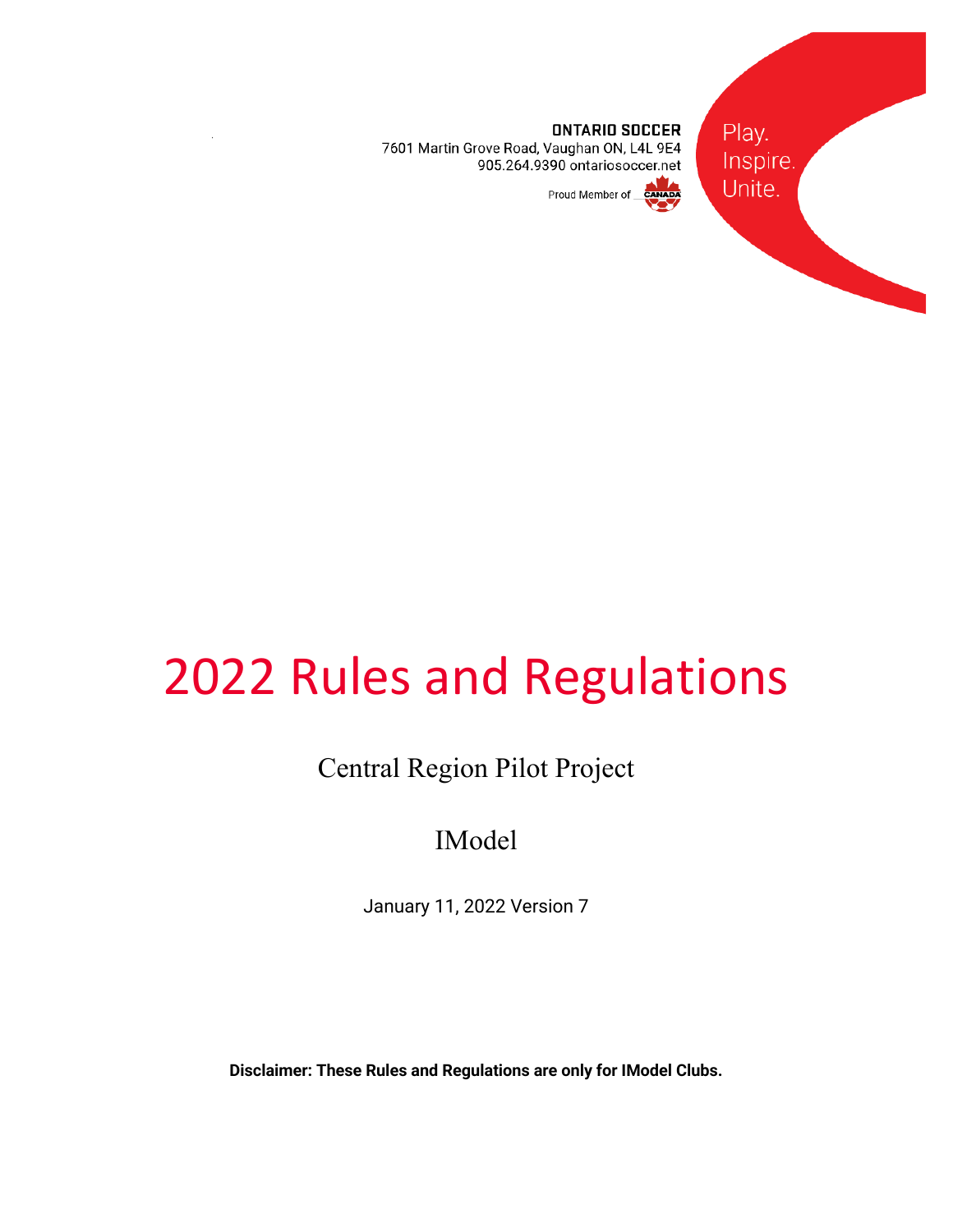**ONTARIO SOCCER**
7601 Martin Grove Road, Vaughan ON, L4L 9E4
905.264.9390 ontariosoccer.net

Proud Member of CANADA

Play.
Inspire.
Unite.

# 2022 Rules and Regulations

## Central Region Pilot Project

## IModel

January 11, 2022 Version 7

**Disclaimer: These Rules and Regulations are only for IModel Clubs.**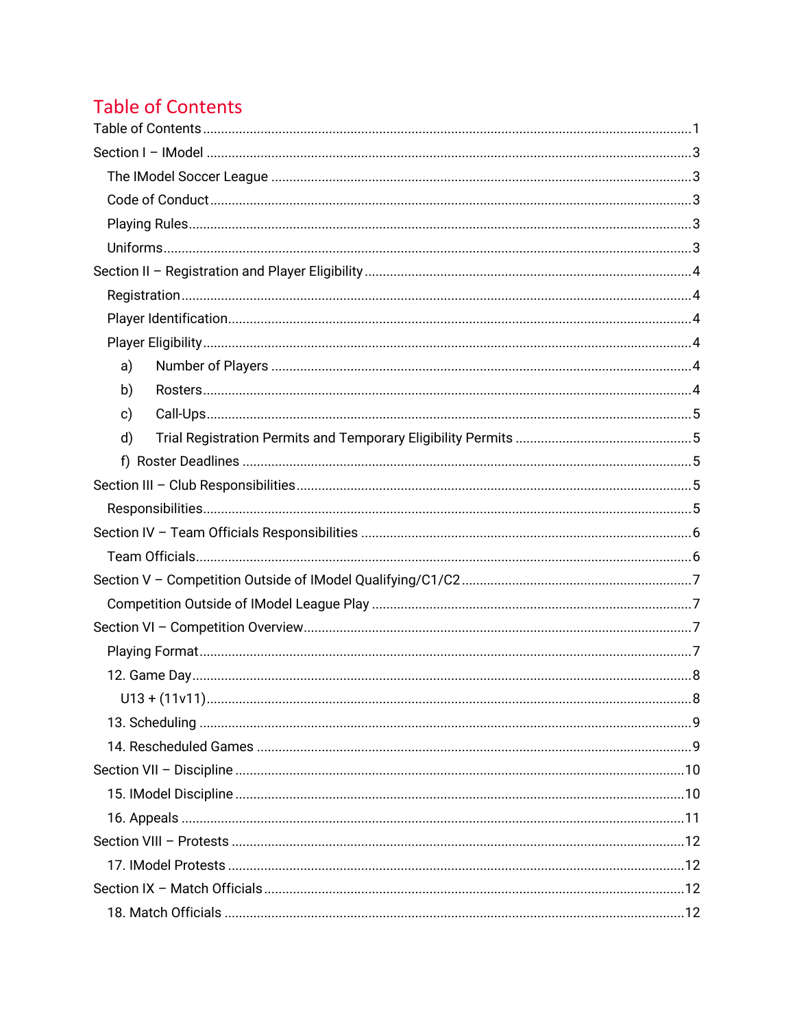# Table of Contents

Table of Contents ........................................................................................................1

Section I – IModel ........................................................................................................3

- The IModel Soccer League ........................................................................................3
- Code of Conduct........................................................................................................3
- Playing Rules.............................................................................................................3
- Uniforms....................................................................................................................3

Section II – Registration and Player Eligibility ..............................................................4

- Registration...............................................................................................................4
- Player Identification...................................................................................................4
- Player Eligibility..........................................................................................................4
  - a) Number of Players ...............................................................................................4
  - b) Rosters.................................................................................................................4
  - c) Call-Ups...............................................................................................................5
  - d) Trial Registration Permits and Temporary Eligibility Permits ..............................5
  - f) Roster Deadlines ..................................................................................................5

Section III – Club Responsibilities.................................................................................5

- Responsibilities..........................................................................................................5

Section IV – Team Officials Responsibilities .................................................................6

- Team Officials............................................................................................................6

Section V – Competition Outside of IModel Qualifying/C1/C2 ......................................7

- Competition Outside of IModel League Play ..............................................................7

Section VI – Competition Overview...............................................................................7

- Playing Format...........................................................................................................7
- 12. Game Day.............................................................................................................8
  - U13 + (11v11).........................................................................................................8
- 13. Scheduling ...........................................................................................................9
- 14. Rescheduled Games ............................................................................................9

Section VII – Discipline ...............................................................................................10

- 15. IModel Discipline ................................................................................................10
- 16. Appeals ..............................................................................................................11

Section VIII – Protests .................................................................................................12

- 17. IModel Protests ..................................................................................................12

Section IX – Match Officials.........................................................................................12

- 18. Match Officials ...................................................................................................12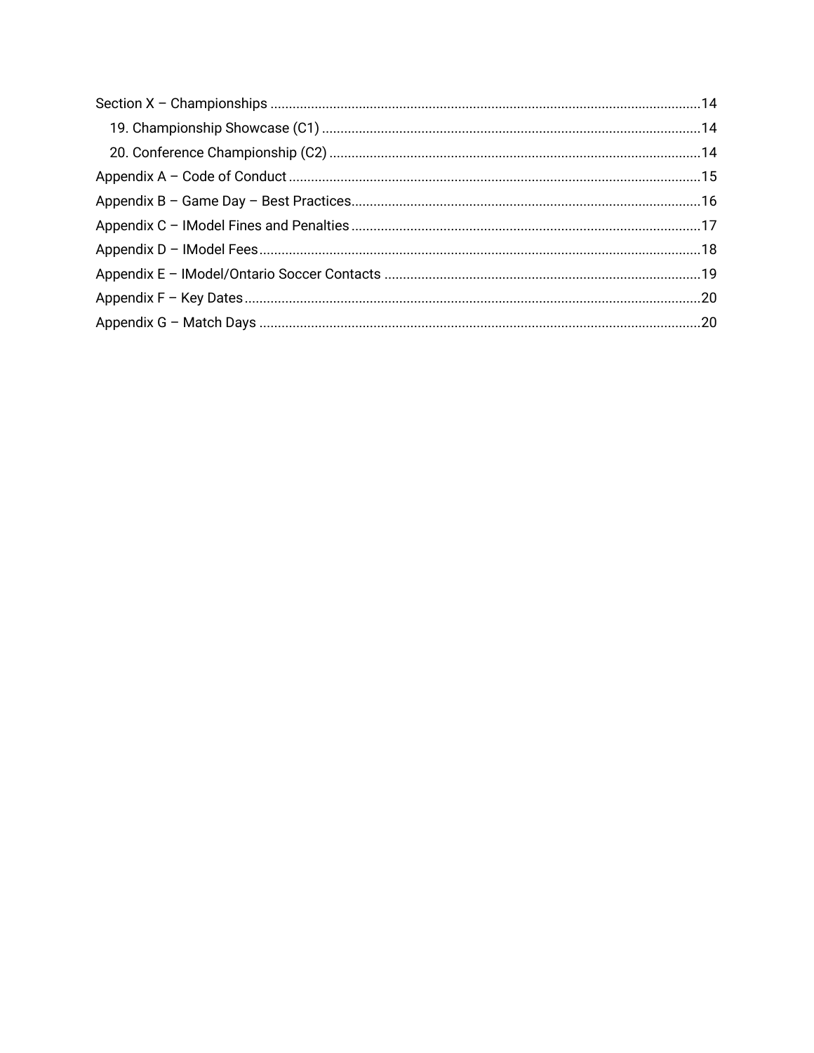Section X – Championships ....................................................................................................14

19. Championship Showcase (C1) ......................................................................................14

20. Conference Championship (C2) ....................................................................................14

Appendix A – Code of Conduct ...............................................................................................15

Appendix B – Game Day – Best Practices..............................................................................16

Appendix C – IModel Fines and Penalties ..............................................................................17

Appendix D – IModel Fees.......................................................................................................18

Appendix E – IModel/Ontario Soccer Contacts .....................................................................19

Appendix F – Key Dates...........................................................................................................20

Appendix G – Match Days .......................................................................................................20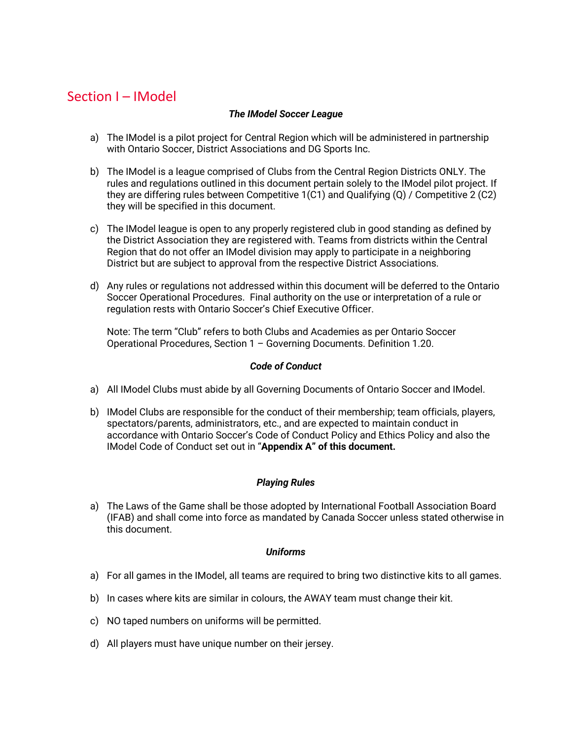# Section I – IModel

***The IModel Soccer League***

a) The IModel is a pilot project for Central Region which will be administered in partnership with Ontario Soccer, District Associations and DG Sports Inc.

b) The IModel is a league comprised of Clubs from the Central Region Districts ONLY. The rules and regulations outlined in this document pertain solely to the IModel pilot project. If they are differing rules between Competitive 1(C1) and Qualifying (Q) / Competitive 2 (C2) they will be specified in this document.

c) The IModel league is open to any properly registered club in good standing as defined by the District Association they are registered with. Teams from districts within the Central Region that do not offer an IModel division may apply to participate in a neighboring District but are subject to approval from the respective District Associations.

d) Any rules or regulations not addressed within this document will be deferred to the Ontario Soccer Operational Procedures. Final authority on the use or interpretation of a rule or regulation rests with Ontario Soccer's Chief Executive Officer.

Note: The term "Club" refers to both Clubs and Academies as per Ontario Soccer Operational Procedures, Section 1 – Governing Documents. Definition 1.20.

***Code of Conduct***

a) All IModel Clubs must abide by all Governing Documents of Ontario Soccer and IModel.

b) IModel Clubs are responsible for the conduct of their membership; team officials, players, spectators/parents, administrators, etc., and are expected to maintain conduct in accordance with Ontario Soccer's Code of Conduct Policy and Ethics Policy and also the IModel Code of Conduct set out in "**Appendix A" of this document.**

***Playing Rules***

a) The Laws of the Game shall be those adopted by International Football Association Board (IFAB) and shall come into force as mandated by Canada Soccer unless stated otherwise in this document.

***Uniforms***

a) For all games in the IModel, all teams are required to bring two distinctive kits to all games.

b) In cases where kits are similar in colours, the AWAY team must change their kit.

c) NO taped numbers on uniforms will be permitted.

d) All players must have unique number on their jersey.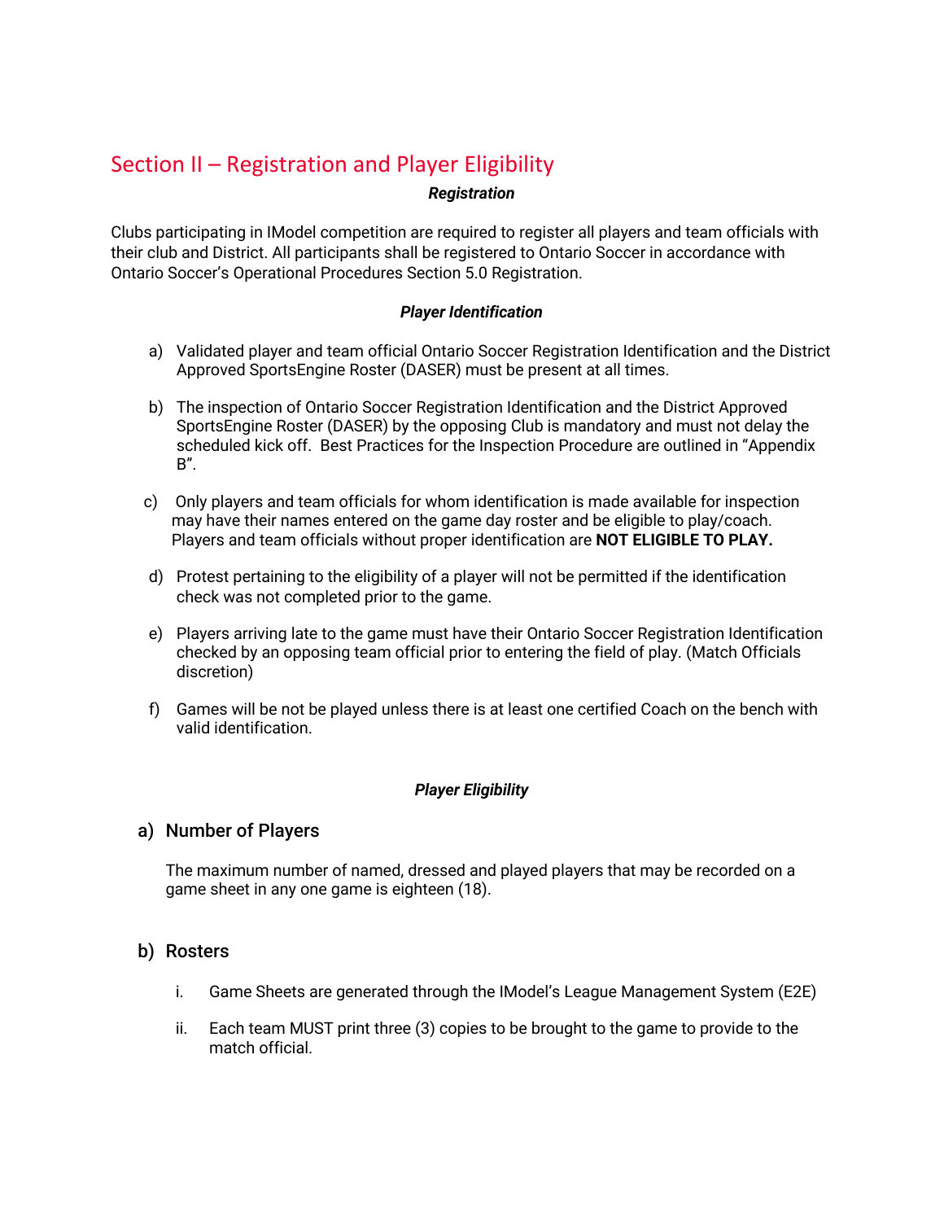## Section II – Registration and Player Eligibility

***Registration***

Clubs participating in IModel competition are required to register all players and team officials with their club and District. All participants shall be registered to Ontario Soccer in accordance with Ontario Soccer's Operational Procedures Section 5.0 Registration.

***Player Identification***

a) Validated player and team official Ontario Soccer Registration Identification and the District Approved SportsEngine Roster (DASER) must be present at all times.

b) The inspection of Ontario Soccer Registration Identification and the District Approved SportsEngine Roster (DASER) by the opposing Club is mandatory and must not delay the scheduled kick off. Best Practices for the Inspection Procedure are outlined in "Appendix B".

c) Only players and team officials for whom identification is made available for inspection may have their names entered on the game day roster and be eligible to play/coach. Players and team officials without proper identification are **NOT ELIGIBLE TO PLAY.**

d) Protest pertaining to the eligibility of a player will not be permitted if the identification check was not completed prior to the game.

e) Players arriving late to the game must have their Ontario Soccer Registration Identification checked by an opposing team official prior to entering the field of play. (Match Officials discretion)

f) Games will be not be played unless there is at least one certified Coach on the bench with valid identification.

***Player Eligibility***

### a) Number of Players

The maximum number of named, dressed and played players that may be recorded on a game sheet in any one game is eighteen (18).

### b) Rosters

i. Game Sheets are generated through the IModel's League Management System (E2E)

ii. Each team MUST print three (3) copies to be brought to the game to provide to the match official.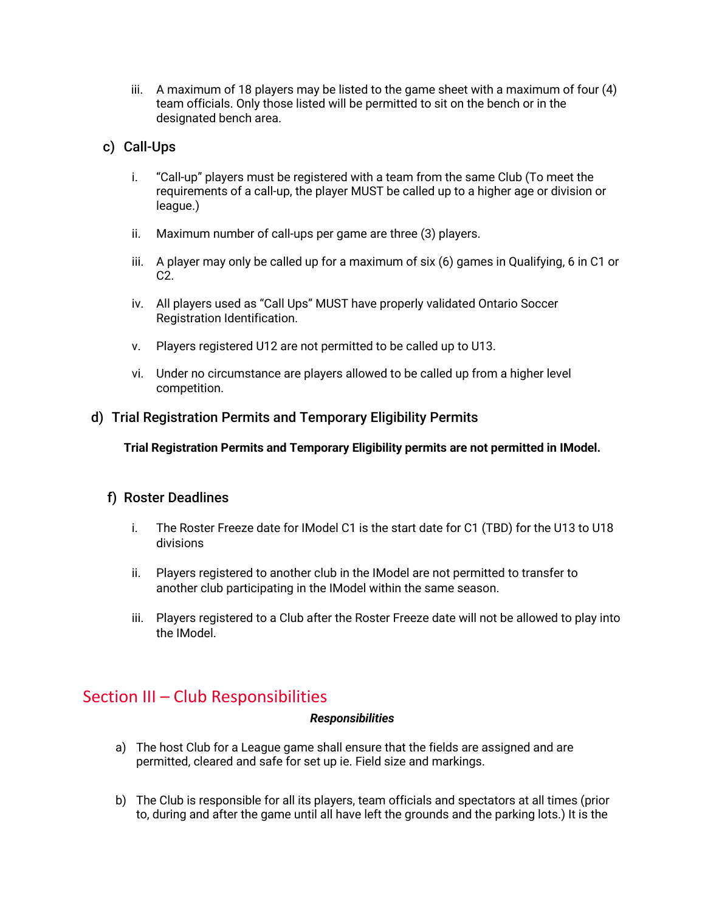iii. A maximum of 18 players may be listed to the game sheet with a maximum of four (4) team officials. Only those listed will be permitted to sit on the bench or in the designated bench area.

### c) Call-Ups

i. "Call-up" players must be registered with a team from the same Club (To meet the requirements of a call-up, the player MUST be called up to a higher age or division or league.)

ii. Maximum number of call-ups per game are three (3) players.

iii. A player may only be called up for a maximum of six (6) games in Qualifying, 6 in C1 or C2.

iv. All players used as "Call Ups" MUST have properly validated Ontario Soccer Registration Identification.

v. Players registered U12 are not permitted to be called up to U13.

vi. Under no circumstance are players allowed to be called up from a higher level competition.

### d) Trial Registration Permits and Temporary Eligibility Permits

**Trial Registration Permits and Temporary Eligibility permits are not permitted in IModel.**

### f) Roster Deadlines

i. The Roster Freeze date for IModel C1 is the start date for C1 (TBD) for the U13 to U18 divisions

ii. Players registered to another club in the IModel are not permitted to transfer to another club participating in the IModel within the same season.

iii. Players registered to a Club after the Roster Freeze date will not be allowed to play into the IModel.

## Section III – Club Responsibilities

***Responsibilities***

a) The host Club for a League game shall ensure that the fields are assigned and are permitted, cleared and safe for set up ie. Field size and markings.

b) The Club is responsible for all its players, team officials and spectators at all times (prior to, during and after the game until all have left the grounds and the parking lots.) It is the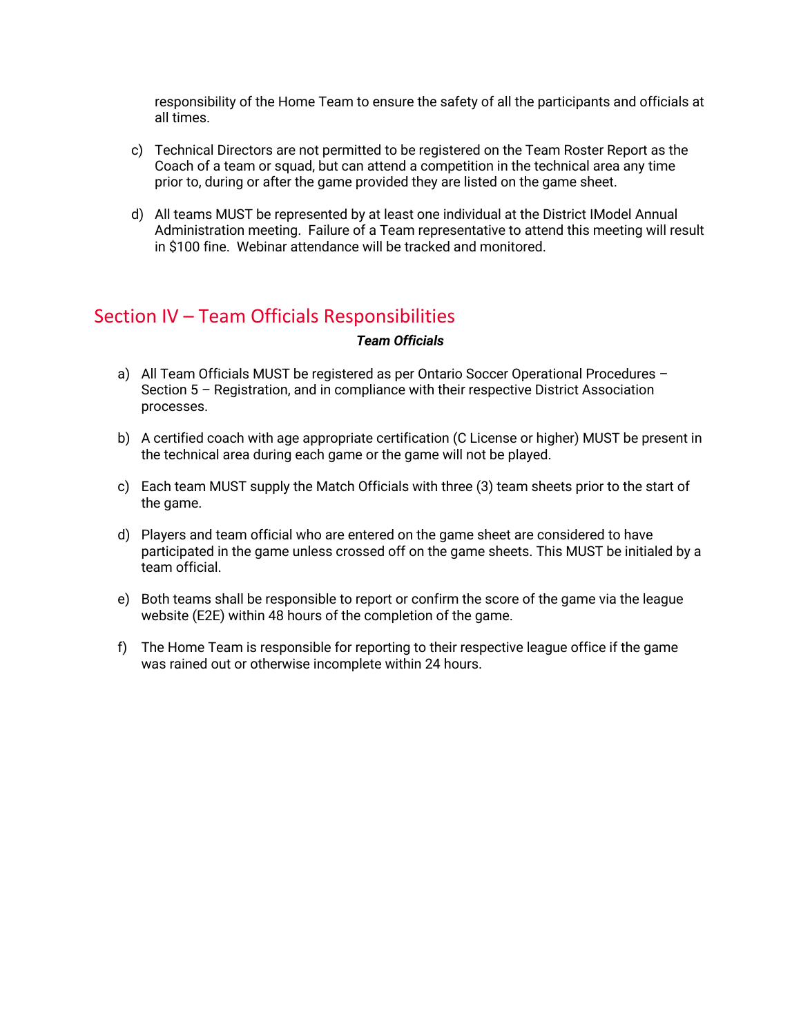responsibility of the Home Team to ensure the safety of all the participants and officials at all times.

c) Technical Directors are not permitted to be registered on the Team Roster Report as the Coach of a team or squad, but can attend a competition in the technical area any time prior to, during or after the game provided they are listed on the game sheet.

d) All teams MUST be represented by at least one individual at the District IModel Annual Administration meeting. Failure of a Team representative to attend this meeting will result in $100 fine. Webinar attendance will be tracked and monitored.

## Section IV – Team Officials Responsibilities

***Team Officials***

a) All Team Officials MUST be registered as per Ontario Soccer Operational Procedures – Section 5 – Registration, and in compliance with their respective District Association processes.

b) A certified coach with age appropriate certification (C License or higher) MUST be present in the technical area during each game or the game will not be played.

c) Each team MUST supply the Match Officials with three (3) team sheets prior to the start of the game.

d) Players and team official who are entered on the game sheet are considered to have participated in the game unless crossed off on the game sheets. This MUST be initialed by a team official.

e) Both teams shall be responsible to report or confirm the score of the game via the league website (E2E) within 48 hours of the completion of the game.

f) The Home Team is responsible for reporting to their respective league office if the game was rained out or otherwise incomplete within 24 hours.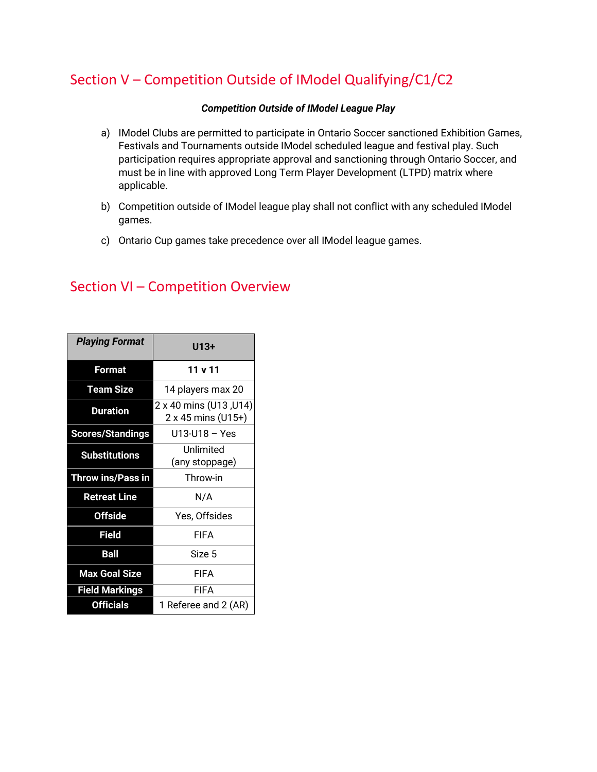## Section V – Competition Outside of IModel Qualifying/C1/C2

***Competition Outside of IModel League Play***

a) IModel Clubs are permitted to participate in Ontario Soccer sanctioned Exhibition Games, Festivals and Tournaments outside IModel scheduled league and festival play. Such participation requires appropriate approval and sanctioning through Ontario Soccer, and must be in line with approved Long Term Player Development (LTPD) matrix where applicable.

b) Competition outside of IModel league play shall not conflict with any scheduled IModel games.

c) Ontario Cup games take precedence over all IModel league games.

## Section VI – Competition Overview

| ***Playing Format*** | **U13+** |
|---|---|
| **Format** | **11 v 11** |
| **Team Size** | 14 players max 20 |
| **Duration** | 2 x 40 mins (U13 ,U14)<br>2 x 45 mins (U15+) |
| **Scores/Standings** | U13-U18 – Yes |
| **Substitutions** | Unlimited<br>(any stoppage) |
| **Throw ins/Pass in** | Throw-in |
| **Retreat Line** | N/A |
| **Offside** | Yes, Offsides |
| **Field** | FIFA |
| **Ball** | Size 5 |
| **Max Goal Size** | FIFA |
| **Field Markings** | FIFA |
| **Officials** | 1 Referee and 2 (AR) |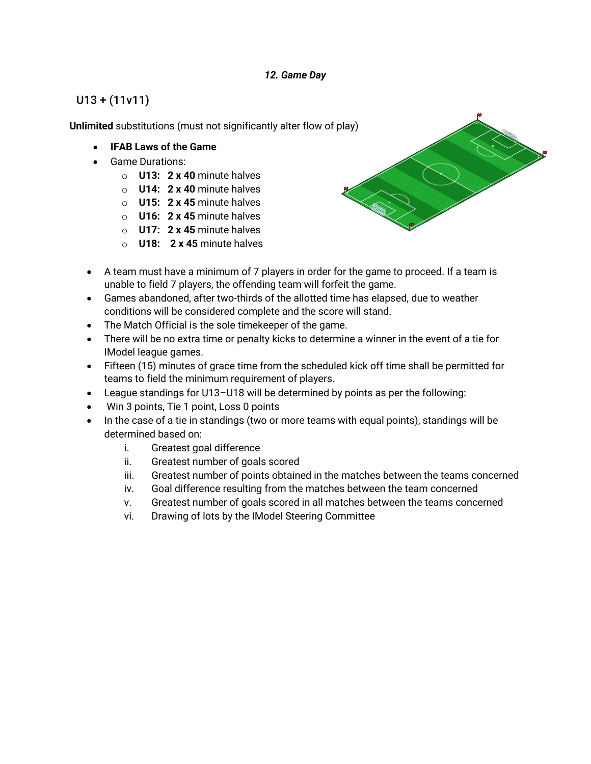### *12. Game Day*

## U13 + (11v11)

**Unlimited** substitutions (must not significantly alter flow of play)

- **IFAB Laws of the Game**
- Game Durations:
    - **U13: 2 x 40** minute halves
    - **U14: 2 x 40** minute halves
    - **U15: 2 x 45** minute halves
    - **U16: 2 x 45** minute halves
    - **U17: 2 x 45** minute halves
    - **U18: 2 x 45** minute halves

- A team must have a minimum of 7 players in order for the game to proceed. If a team is unable to field 7 players, the offending team will forfeit the game.
- Games abandoned, after two-thirds of the allotted time has elapsed, due to weather conditions will be considered complete and the score will stand.
- The Match Official is the sole timekeeper of the game.
- There will be no extra time or penalty kicks to determine a winner in the event of a tie for IModel league games.
- Fifteen (15) minutes of grace time from the scheduled kick off time shall be permitted for teams to field the minimum requirement of players.
- League standings for U13–U18 will be determined by points as per the following:
- Win 3 points, Tie 1 point, Loss 0 points
- In the case of a tie in standings (two or more teams with equal points), standings will be determined based on:
    - i. Greatest goal difference
    - ii. Greatest number of goals scored
    - iii. Greatest number of points obtained in the matches between the teams concerned
    - iv. Goal difference resulting from the matches between the team concerned
    - v. Greatest number of goals scored in all matches between the teams concerned
    - vi. Drawing of lots by the IModel Steering Committee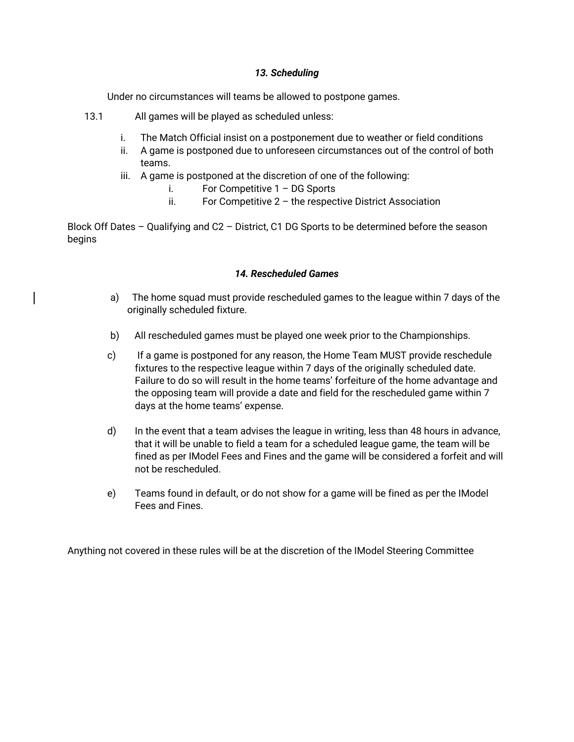### *13. Scheduling*

Under no circumstances will teams be allowed to postpone games.

13.1 All games will be played as scheduled unless:

i. The Match Official insist on a postponement due to weather or field conditions
ii. A game is postponed due to unforeseen circumstances out of the control of both teams.
iii. A game is postponed at the discretion of one of the following:
    i. For Competitive 1 – DG Sports
    ii. For Competitive 2 – the respective District Association

Block Off Dates – Qualifying and C2 – District, C1 DG Sports to be determined before the season begins

### *14. Rescheduled Games*

a) The home squad must provide rescheduled games to the league within 7 days of the originally scheduled fixture.

b) All rescheduled games must be played one week prior to the Championships.

c) If a game is postponed for any reason, the Home Team MUST provide reschedule fixtures to the respective league within 7 days of the originally scheduled date. Failure to do so will result in the home teams' forfeiture of the home advantage and the opposing team will provide a date and field for the rescheduled game within 7 days at the home teams' expense.

d) In the event that a team advises the league in writing, less than 48 hours in advance, that it will be unable to field a team for a scheduled league game, the team will be fined as per IModel Fees and Fines and the game will be considered a forfeit and will not be rescheduled.

e) Teams found in default, or do not show for a game will be fined as per the IModel Fees and Fines.

Anything not covered in these rules will be at the discretion of the IModel Steering Committee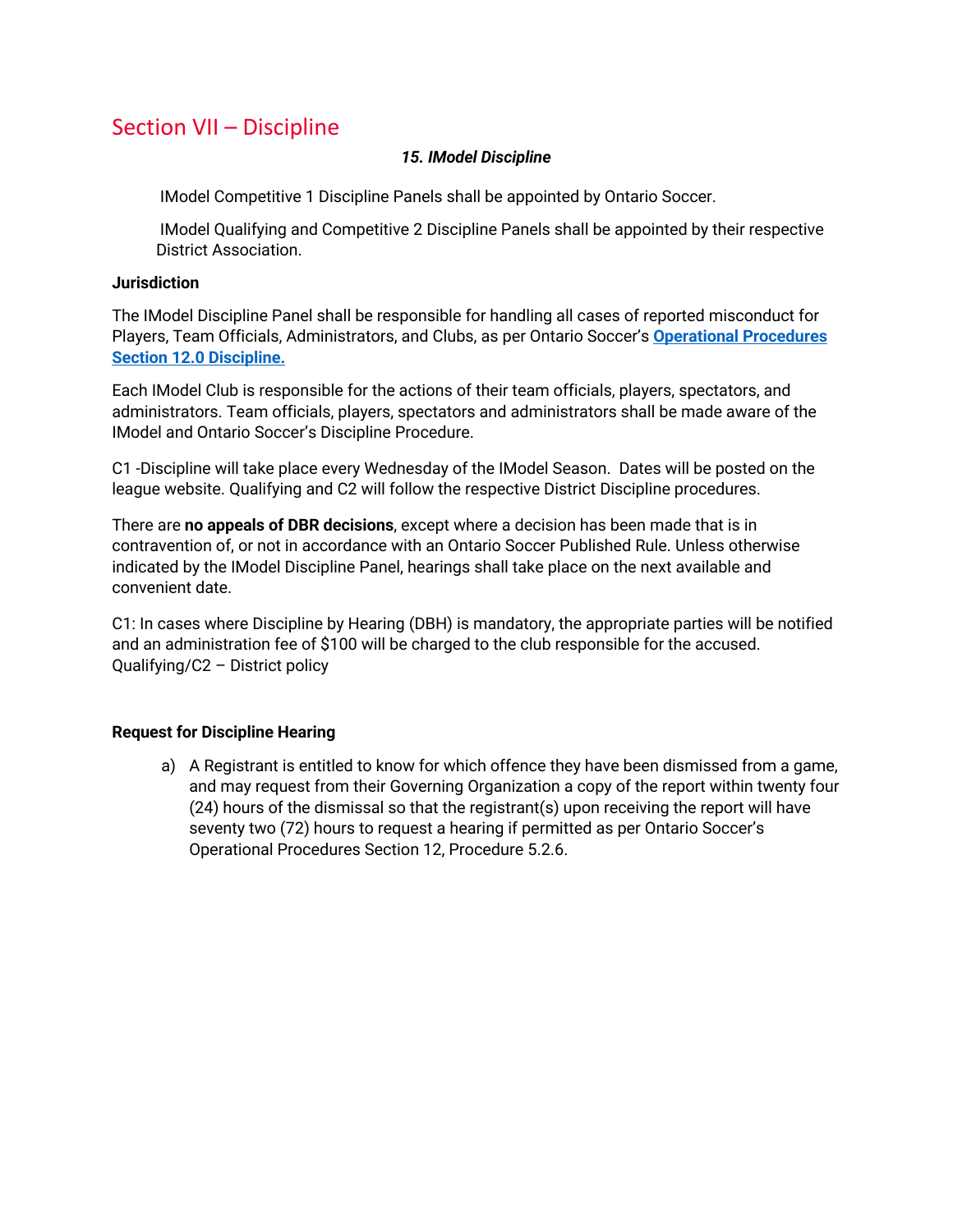# Section VII – Discipline

### *15. IModel Discipline*

IModel Competitive 1 Discipline Panels shall be appointed by Ontario Soccer.

IModel Qualifying and Competitive 2 Discipline Panels shall be appointed by their respective District Association.

**Jurisdiction**

The IModel Discipline Panel shall be responsible for handling all cases of reported misconduct for Players, Team Officials, Administrators, and Clubs, as per Ontario Soccer's **Operational Procedures Section 12.0 Discipline.**

Each IModel Club is responsible for the actions of their team officials, players, spectators, and administrators. Team officials, players, spectators and administrators shall be made aware of the IModel and Ontario Soccer's Discipline Procedure.

C1 -Discipline will take place every Wednesday of the IModel Season. Dates will be posted on the league website. Qualifying and C2 will follow the respective District Discipline procedures.

There are **no appeals of DBR decisions**, except where a decision has been made that is in contravention of, or not in accordance with an Ontario Soccer Published Rule. Unless otherwise indicated by the IModel Discipline Panel, hearings shall take place on the next available and convenient date.

C1: In cases where Discipline by Hearing (DBH) is mandatory, the appropriate parties will be notified and an administration fee of $100 will be charged to the club responsible for the accused. Qualifying/C2 – District policy

**Request for Discipline Hearing**

a) A Registrant is entitled to know for which offence they have been dismissed from a game, and may request from their Governing Organization a copy of the report within twenty four (24) hours of the dismissal so that the registrant(s) upon receiving the report will have seventy two (72) hours to request a hearing if permitted as per Ontario Soccer's Operational Procedures Section 12, Procedure 5.2.6.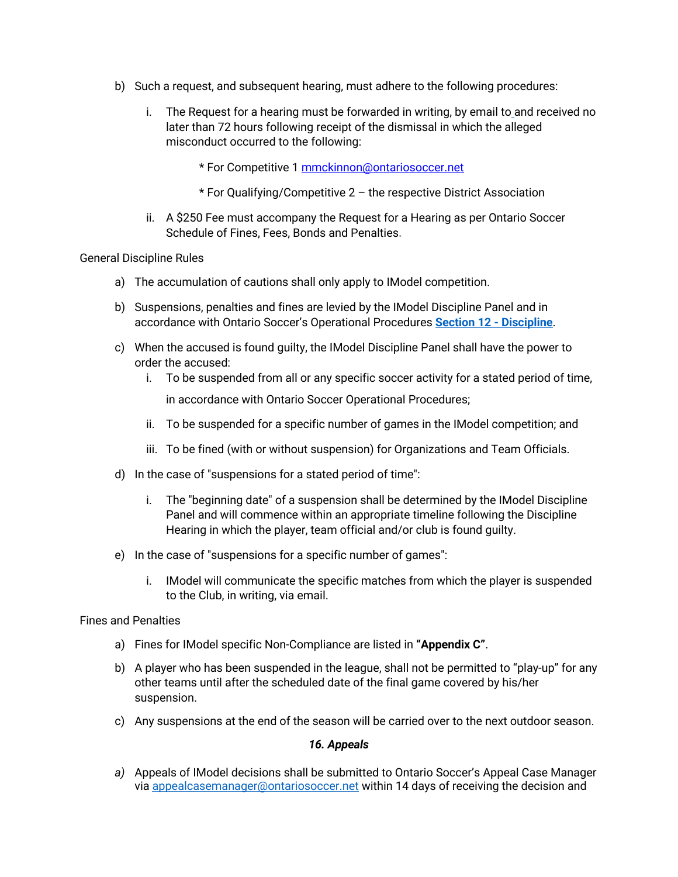b) Such a request, and subsequent hearing, must adhere to the following procedures:

   i. The Request for a hearing must be forwarded in writing, by email to and received no later than 72 hours following receipt of the dismissal in which the alleged misconduct occurred to the following:

      * For Competitive 1 mmckinnon@ontariosoccer.net

      * For Qualifying/Competitive 2 – the respective District Association

   ii. A $250 Fee must accompany the Request for a Hearing as per Ontario Soccer Schedule of Fines, Fees, Bonds and Penalties.

General Discipline Rules

a) The accumulation of cautions shall only apply to IModel competition.

b) Suspensions, penalties and fines are levied by the IModel Discipline Panel and in accordance with Ontario Soccer's Operational Procedures **Section 12 - Discipline**.

c) When the accused is found guilty, the IModel Discipline Panel shall have the power to order the accused:

   i. To be suspended from all or any specific soccer activity for a stated period of time, in accordance with Ontario Soccer Operational Procedures;

   ii. To be suspended for a specific number of games in the IModel competition; and

   iii. To be fined (with or without suspension) for Organizations and Team Officials.

d) In the case of "suspensions for a stated period of time":

   i. The "beginning date" of a suspension shall be determined by the IModel Discipline Panel and will commence within an appropriate timeline following the Discipline Hearing in which the player, team official and/or club is found guilty.

e) In the case of "suspensions for a specific number of games":

   i. IModel will communicate the specific matches from which the player is suspended to the Club, in writing, via email.

Fines and Penalties

a) Fines for IModel specific Non-Compliance are listed in **"Appendix C"**.

b) A player who has been suspended in the league, shall not be permitted to "play-up" for any other teams until after the scheduled date of the final game covered by his/her suspension.

c) Any suspensions at the end of the season will be carried over to the next outdoor season.

### *16. Appeals*

*a)* Appeals of IModel decisions shall be submitted to Ontario Soccer's Appeal Case Manager via appealcasemanager@ontariosoccer.net within 14 days of receiving the decision and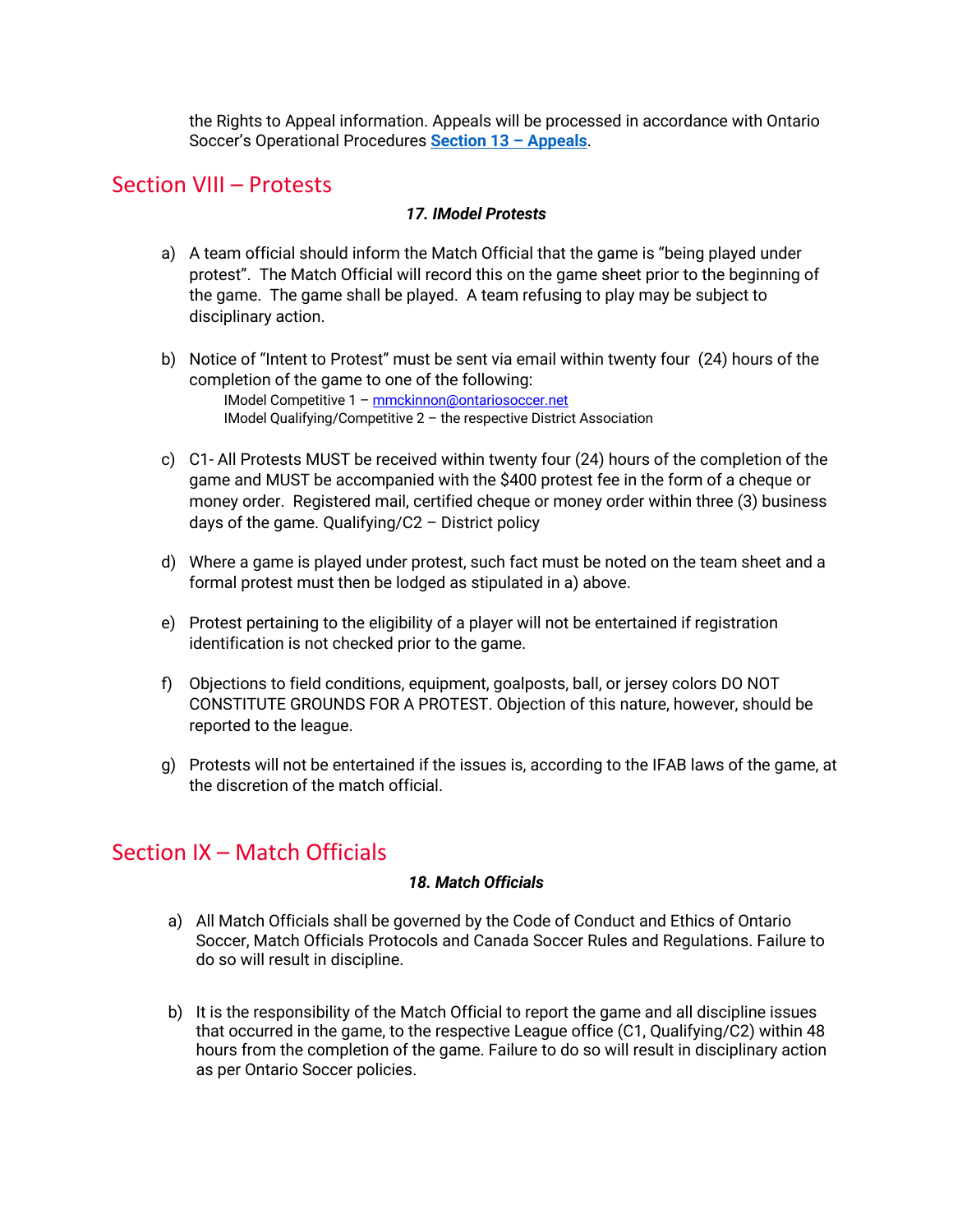the Rights to Appeal information. Appeals will be processed in accordance with Ontario Soccer's Operational Procedures **Section 13 – Appeals**.

## Section VIII – Protests

### *17. IModel Protests*

a) A team official should inform the Match Official that the game is "being played under protest". The Match Official will record this on the game sheet prior to the beginning of the game. The game shall be played. A team refusing to play may be subject to disciplinary action.

b) Notice of "Intent to Protest" must be sent via email within twenty four (24) hours of the completion of the game to one of the following:
   IModel Competitive 1 – mmckinnon@ontariosoccer.net
   IModel Qualifying/Competitive 2 – the respective District Association

c) C1- All Protests MUST be received within twenty four (24) hours of the completion of the game and MUST be accompanied with the $400 protest fee in the form of a cheque or money order. Registered mail, certified cheque or money order within three (3) business days of the game. Qualifying/C2 – District policy

d) Where a game is played under protest, such fact must be noted on the team sheet and a formal protest must then be lodged as stipulated in a) above.

e) Protest pertaining to the eligibility of a player will not be entertained if registration identification is not checked prior to the game.

f) Objections to field conditions, equipment, goalposts, ball, or jersey colors DO NOT CONSTITUTE GROUNDS FOR A PROTEST. Objection of this nature, however, should be reported to the league.

g) Protests will not be entertained if the issues is, according to the IFAB laws of the game, at the discretion of the match official.

## Section IX – Match Officials

### *18. Match Officials*

a) All Match Officials shall be governed by the Code of Conduct and Ethics of Ontario Soccer, Match Officials Protocols and Canada Soccer Rules and Regulations. Failure to do so will result in discipline.

b) It is the responsibility of the Match Official to report the game and all discipline issues that occurred in the game, to the respective League office (C1, Qualifying/C2) within 48 hours from the completion of the game. Failure to do so will result in disciplinary action as per Ontario Soccer policies.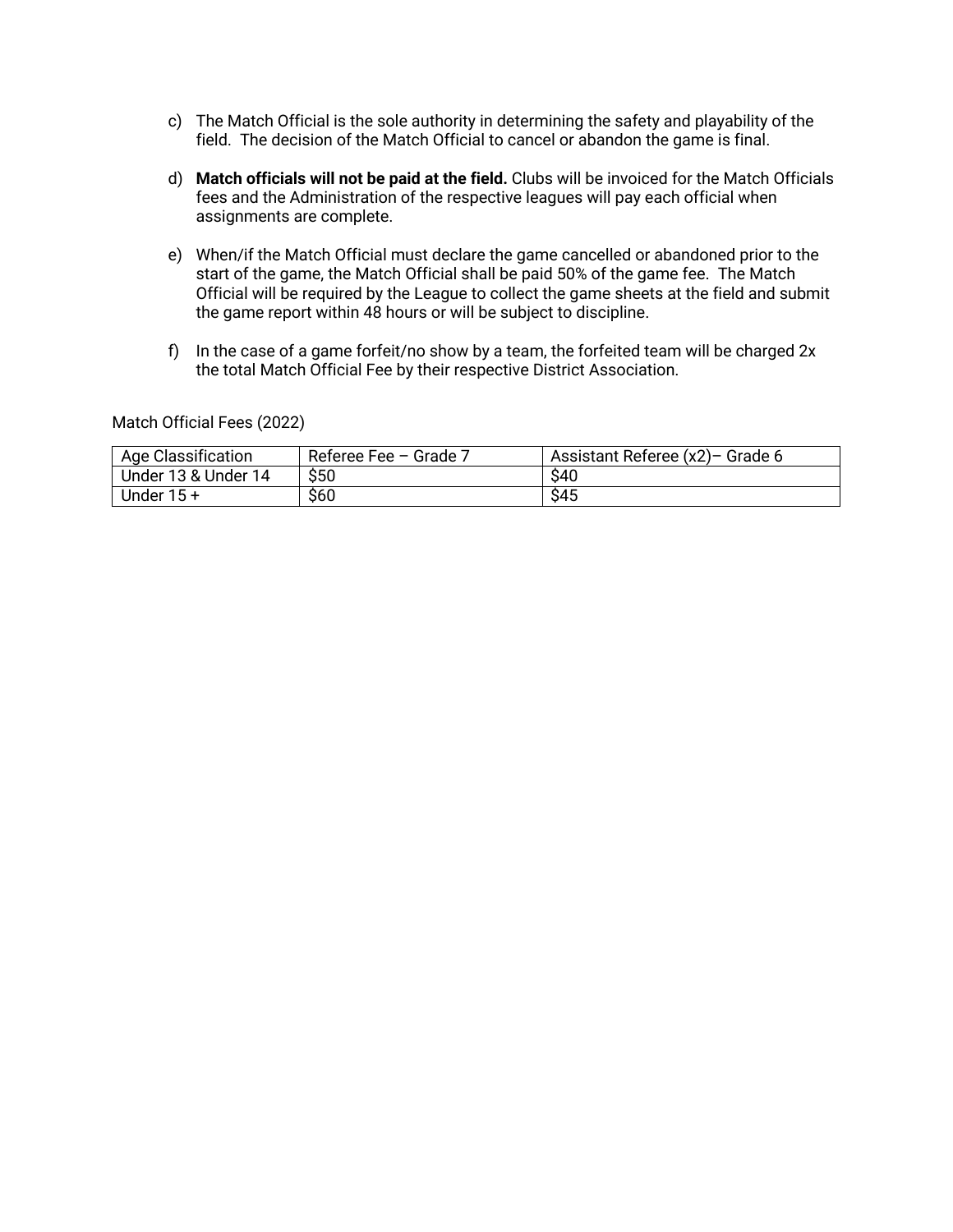c) The Match Official is the sole authority in determining the safety and playability of the field. The decision of the Match Official to cancel or abandon the game is final.

d) **Match officials will not be paid at the field.** Clubs will be invoiced for the Match Officials fees and the Administration of the respective leagues will pay each official when assignments are complete.

e) When/if the Match Official must declare the game cancelled or abandoned prior to the start of the game, the Match Official shall be paid 50% of the game fee. The Match Official will be required by the League to collect the game sheets at the field and submit the game report within 48 hours or will be subject to discipline.

f) In the case of a game forfeit/no show by a team, the forfeited team will be charged 2x the total Match Official Fee by their respective District Association.

Match Official Fees (2022)

| Age Classification | Referee Fee – Grade 7 | Assistant Referee (x2)– Grade 6 |
|---|---|---|
| Under 13 & Under 14 | $50 | $40 |
| Under 15 + | $60 | $45 |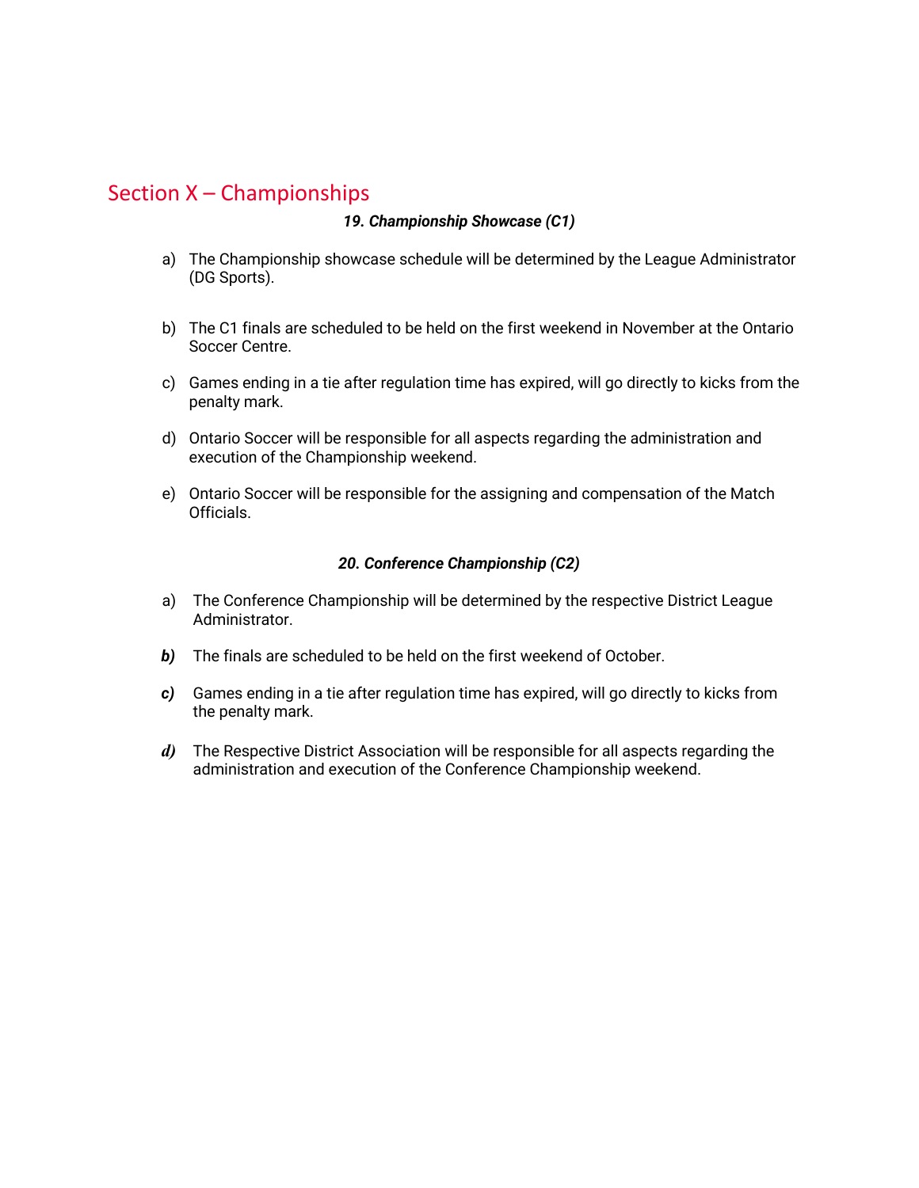# Section X – Championships

### *19. Championship Showcase (C1)*

a) The Championship showcase schedule will be determined by the League Administrator (DG Sports).

b) The C1 finals are scheduled to be held on the first weekend in November at the Ontario Soccer Centre.

c) Games ending in a tie after regulation time has expired, will go directly to kicks from the penalty mark.

d) Ontario Soccer will be responsible for all aspects regarding the administration and execution of the Championship weekend.

e) Ontario Soccer will be responsible for the assigning and compensation of the Match Officials.

### *20. Conference Championship (C2)*

a) The Conference Championship will be determined by the respective District League Administrator.

***b)*** The finals are scheduled to be held on the first weekend of October.

***c)*** Games ending in a tie after regulation time has expired, will go directly to kicks from the penalty mark.

***d)*** The Respective District Association will be responsible for all aspects regarding the administration and execution of the Conference Championship weekend.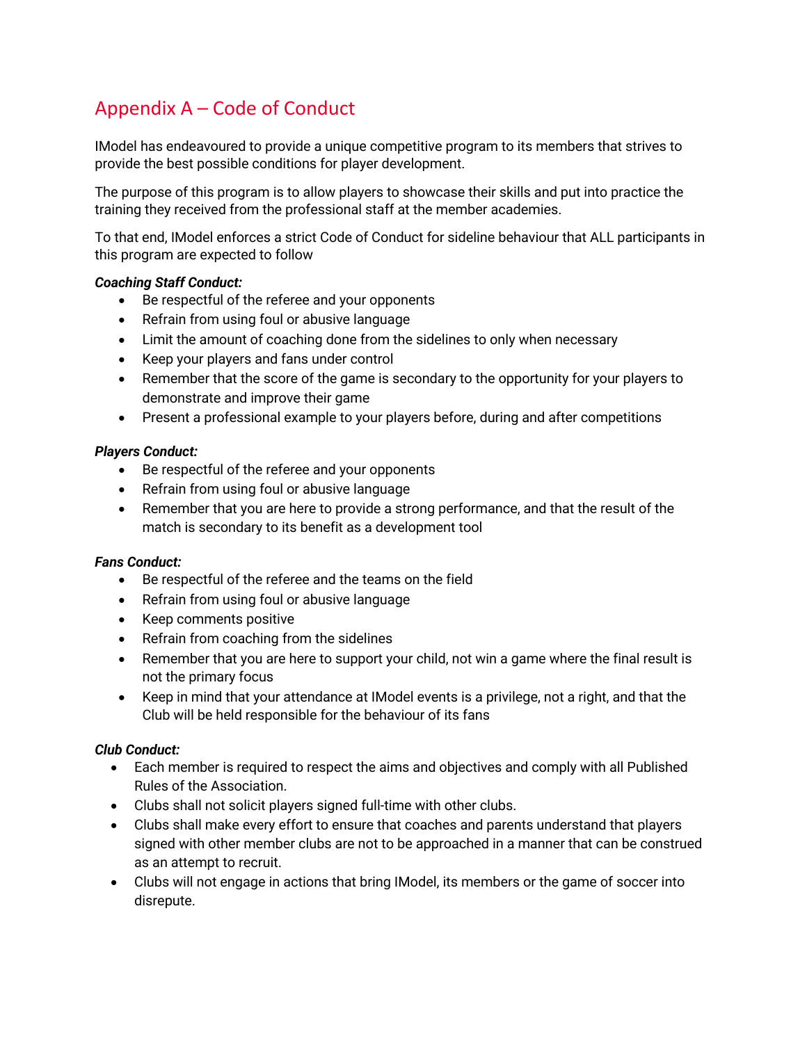# Appendix A – Code of Conduct

IModel has endeavoured to provide a unique competitive program to its members that strives to provide the best possible conditions for player development.

The purpose of this program is to allow players to showcase their skills and put into practice the training they received from the professional staff at the member academies.

To that end, IModel enforces a strict Code of Conduct for sideline behaviour that ALL participants in this program are expected to follow

***Coaching Staff Conduct:***

- Be respectful of the referee and your opponents
- Refrain from using foul or abusive language
- Limit the amount of coaching done from the sidelines to only when necessary
- Keep your players and fans under control
- Remember that the score of the game is secondary to the opportunity for your players to demonstrate and improve their game
- Present a professional example to your players before, during and after competitions

***Players Conduct:***

- Be respectful of the referee and your opponents
- Refrain from using foul or abusive language
- Remember that you are here to provide a strong performance, and that the result of the match is secondary to its benefit as a development tool

***Fans Conduct:***

- Be respectful of the referee and the teams on the field
- Refrain from using foul or abusive language
- Keep comments positive
- Refrain from coaching from the sidelines
- Remember that you are here to support your child, not win a game where the final result is not the primary focus
- Keep in mind that your attendance at IModel events is a privilege, not a right, and that the Club will be held responsible for the behaviour of its fans

***Club Conduct:***

- Each member is required to respect the aims and objectives and comply with all Published Rules of the Association.
- Clubs shall not solicit players signed full-time with other clubs.
- Clubs shall make every effort to ensure that coaches and parents understand that players signed with other member clubs are not to be approached in a manner that can be construed as an attempt to recruit.
- Clubs will not engage in actions that bring IModel, its members or the game of soccer into disrepute.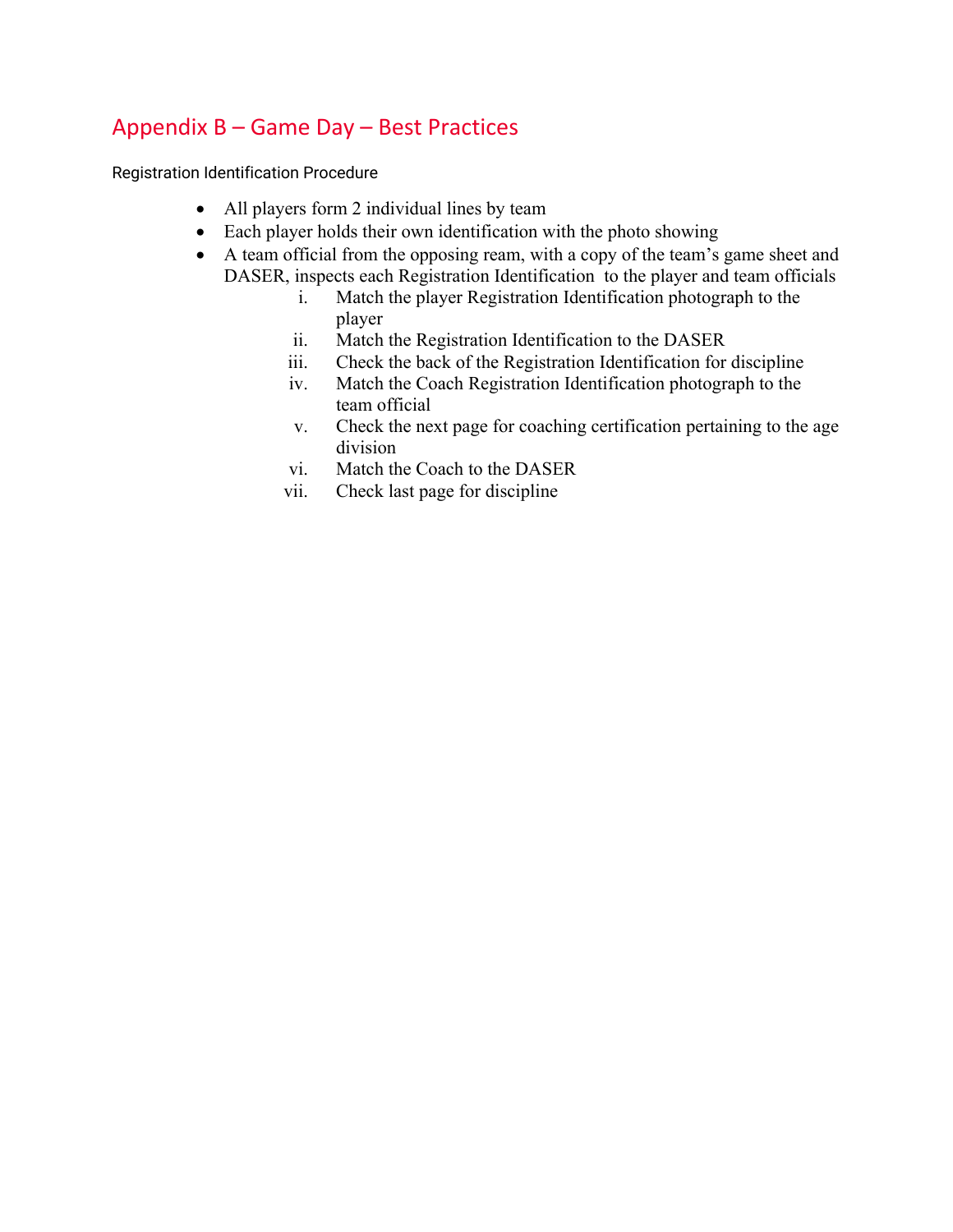## Appendix B – Game Day – Best Practices

Registration Identification Procedure

- All players form 2 individual lines by team
- Each player holds their own identification with the photo showing
- A team official from the opposing ream, with a copy of the team's game sheet and DASER, inspects each Registration Identification to the player and team officials
    1. Match the player Registration Identification photograph to the player
    2. Match the Registration Identification to the DASER
    3. Check the back of the Registration Identification for discipline
    4. Match the Coach Registration Identification photograph to the team official
    5. Check the next page for coaching certification pertaining to the age division
    6. Match the Coach to the DASER
    7. Check last page for discipline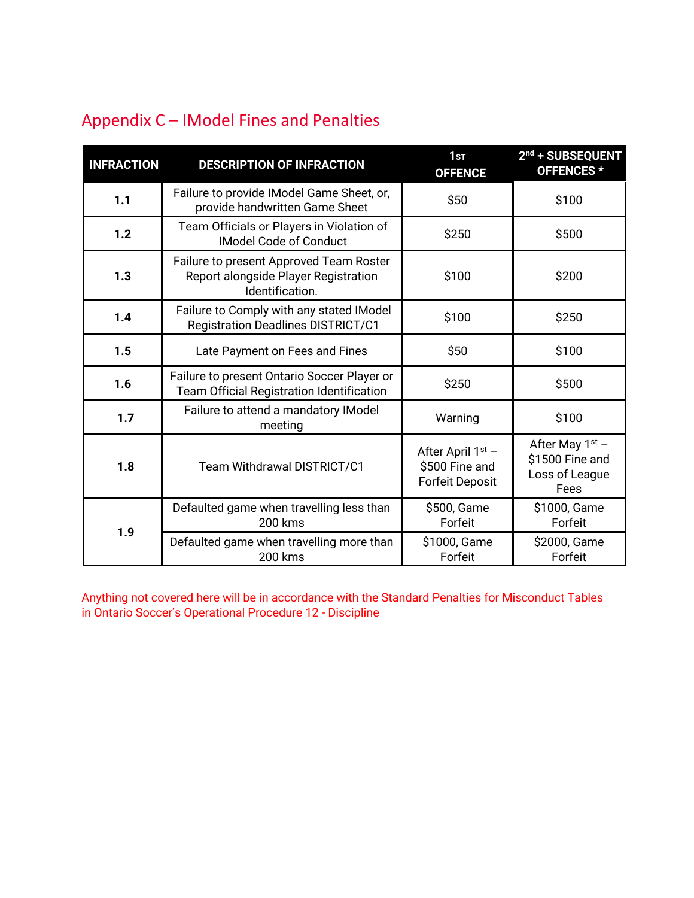## Appendix C – IModel Fines and Penalties

| INFRACTION | DESCRIPTION OF INFRACTION | 1ST OFFENCE | 2nd + SUBSEQUENT OFFENCES * |
|---|---|---|---|
| 1.1 | Failure to provide IModel Game Sheet, or, provide handwritten Game Sheet | $50 | $100 |
| 1.2 | Team Officials or Players in Violation of IModel Code of Conduct | $250 | $500 |
| 1.3 | Failure to present Approved Team Roster Report alongside Player Registration Identification. | $100 | $200 |
| 1.4 | Failure to Comply with any stated IModel Registration Deadlines DISTRICT/C1 | $100 | $250 |
| 1.5 | Late Payment on Fees and Fines | $50 | $100 |
| 1.6 | Failure to present Ontario Soccer Player or Team Official Registration Identification | $250 | $500 |
| 1.7 | Failure to attend a mandatory IModel meeting | Warning | $100 |
| 1.8 | Team Withdrawal DISTRICT/C1 | After April 1st – $500 Fine and Forfeit Deposit | After May 1st – $1500 Fine and Loss of League Fees |
| 1.9 | Defaulted game when travelling less than 200 kms | $500, Game Forfeit | $1000, Game Forfeit |
| | Defaulted game when travelling more than 200 kms | $1000, Game Forfeit | $2000, Game Forfeit |

Anything not covered here will be in accordance with the Standard Penalties for Misconduct Tables in Ontario Soccer's Operational Procedure 12 - Discipline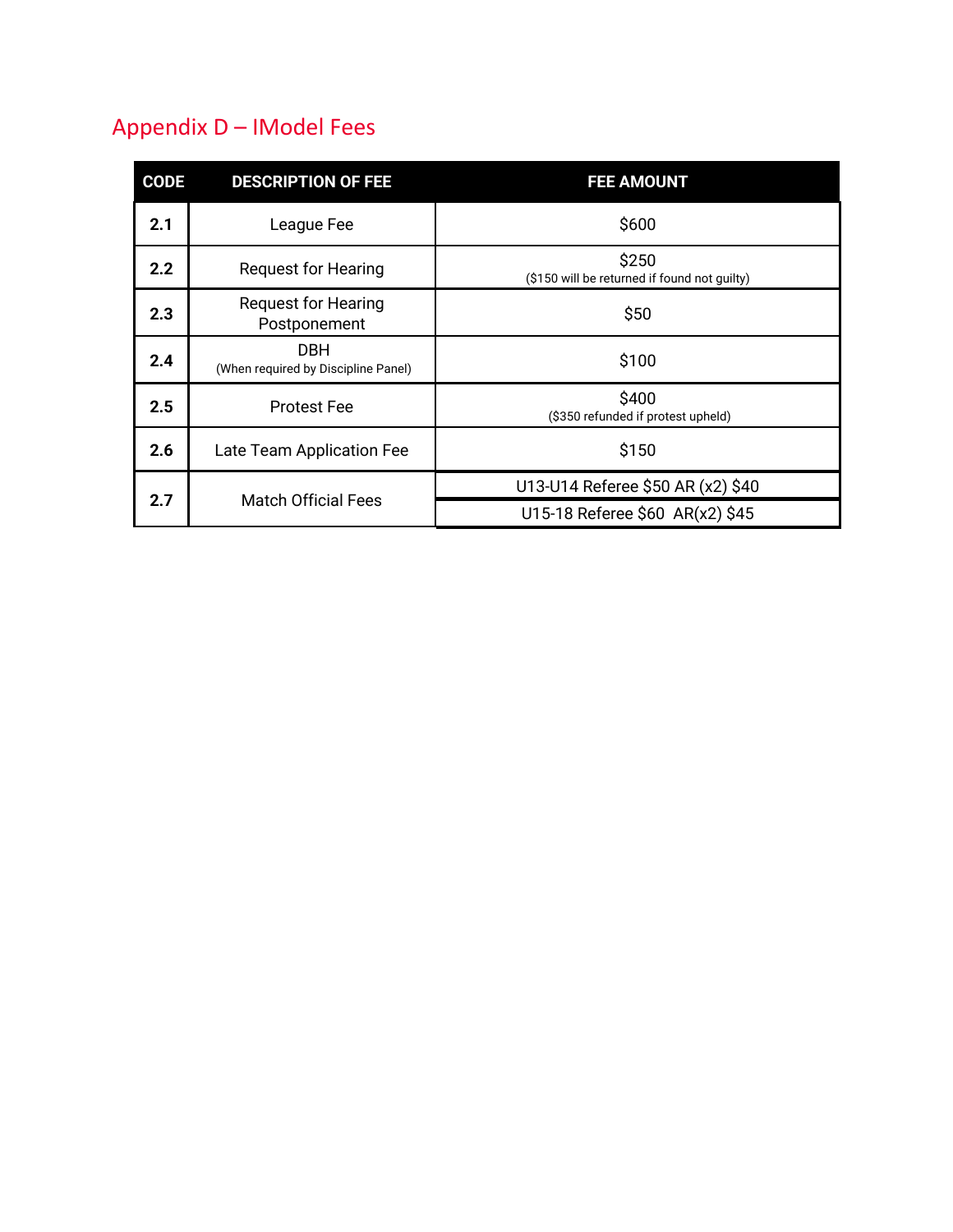## Appendix D – IModel Fees

| CODE | DESCRIPTION OF FEE | FEE AMOUNT |
|---|---|---|
| **2.1** | League Fee | $600 |
| **2.2** | Request for Hearing | $250<br>($150 will be returned if found not guilty) |
| **2.3** | Request for Hearing Postponement | $50 |
| **2.4** | DBH<br>(When required by Discipline Panel) | $100 |
| **2.5** | Protest Fee | $400<br>($350 refunded if protest upheld) |
| **2.6** | Late Team Application Fee | $150 |
| **2.7** | Match Official Fees | U13-U14 Referee $50 AR (x2) $40 |
| | | U15-18 Referee $60 AR(x2) $45 |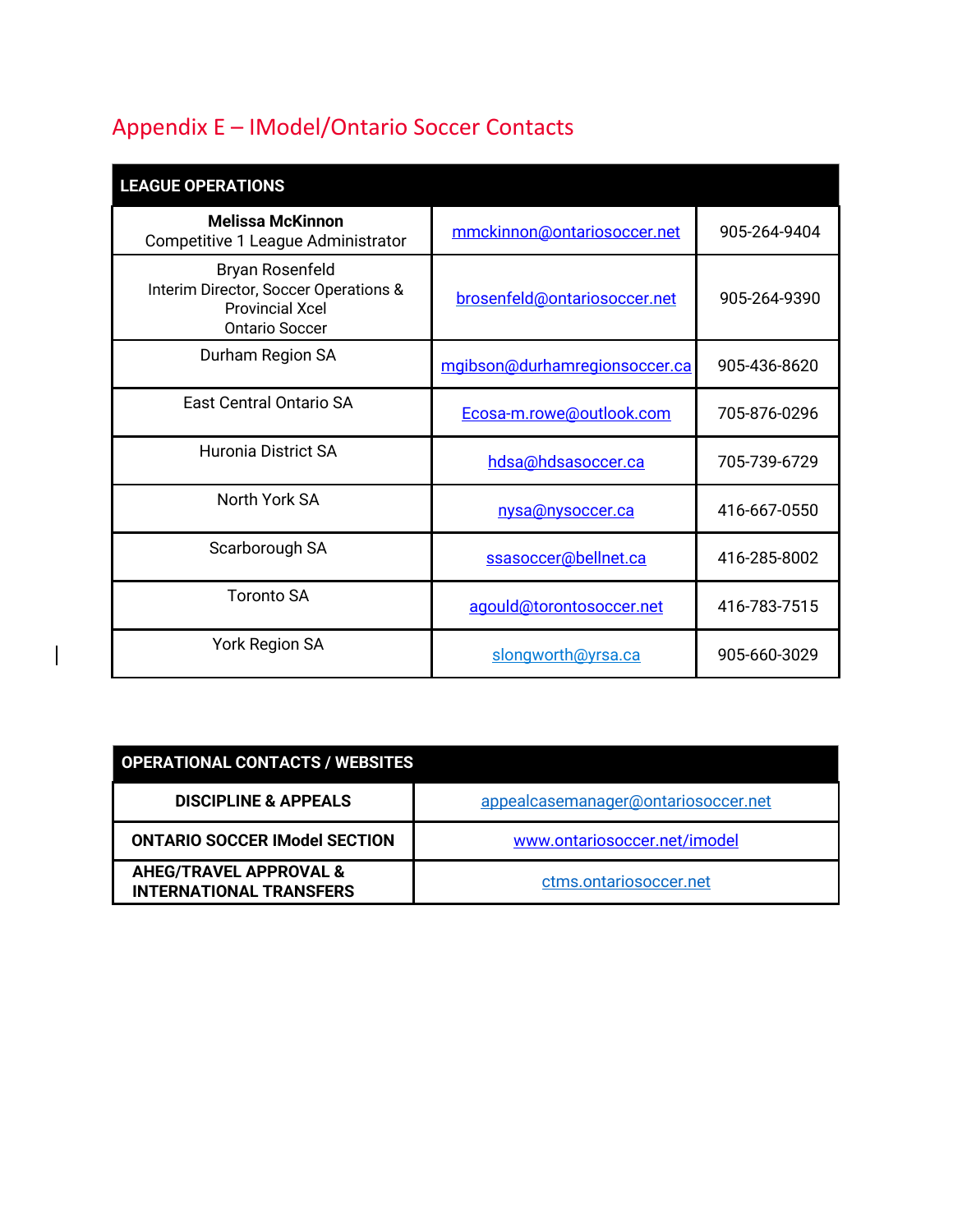## Appendix E – IModel/Ontario Soccer Contacts

| LEAGUE OPERATIONS | | |
|---|---|---|
| **Melissa McKinnon**<br>Competitive 1 League Administrator | mmckinnon@ontariosoccer.net | 905-264-9404 |
| Bryan Rosenfeld<br>Interim Director, Soccer Operations & Provincial Xcel<br>Ontario Soccer | brosenfeld@ontariosoccer.net | 905-264-9390 |
| Durham Region SA | mgibson@durhamregionsoccer.ca | 905-436-8620 |
| East Central Ontario SA | Ecosa-m.rowe@outlook.com | 705-876-0296 |
| Huronia District SA | hdsa@hdsasoccer.ca | 705-739-6729 |
| North York SA | nysa@nysoccer.ca | 416-667-0550 |
| Scarborough SA | ssasoccer@bellnet.ca | 416-285-8002 |
| Toronto SA | agould@torontosoccer.net | 416-783-7515 |
| York Region SA | slongworth@yrsa.ca | 905-660-3029 |

| OPERATIONAL CONTACTS / WEBSITES | |
|---|---|
| **DISCIPLINE & APPEALS** | appealcasemanager@ontariosoccer.net |
| **ONTARIO SOCCER IModel SECTION** | www.ontariosoccer.net/imodel |
| **AHEG/TRAVEL APPROVAL & INTERNATIONAL TRANSFERS** | ctms.ontariosoccer.net |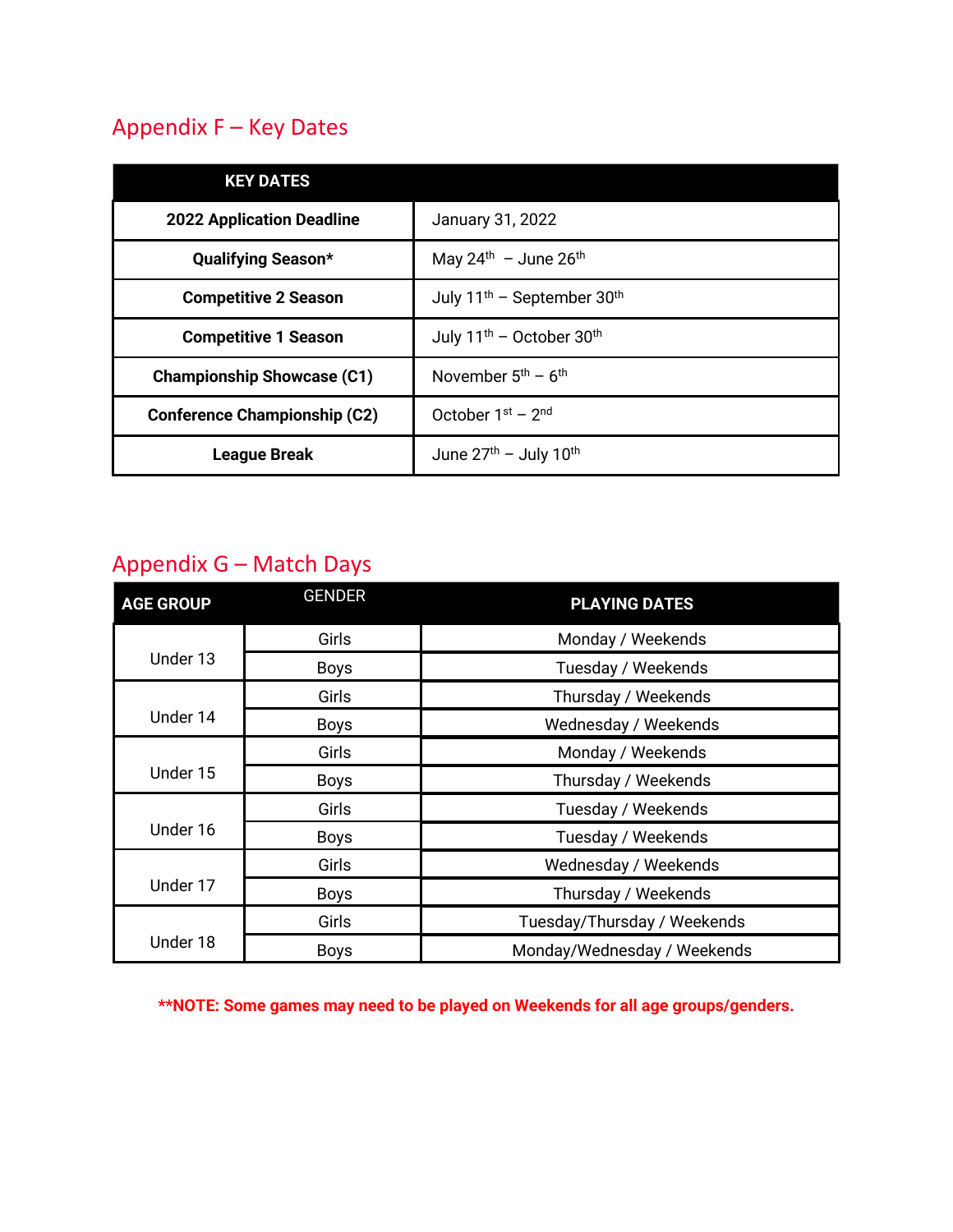## Appendix F – Key Dates

| KEY DATES | |
|---|---|
| **2022 Application Deadline** | January 31, 2022 |
| **Qualifying Season*** | May 24th – June 26th |
| **Competitive 2 Season** | July 11th – September 30th |
| **Competitive 1 Season** | July 11th – October 30th |
| **Championship Showcase (C1)** | November 5th – 6th |
| **Conference Championship (C2)** | October 1st – 2nd |
| **League Break** | June 27th – July 10th |

## Appendix G – Match Days

| AGE GROUP | GENDER | PLAYING DATES |
|---|---|---|
| Under 13 | Girls | Monday / Weekends |
| | Boys | Tuesday / Weekends |
| Under 14 | Girls | Thursday / Weekends |
| | Boys | Wednesday / Weekends |
| Under 15 | Girls | Monday / Weekends |
| | Boys | Thursday / Weekends |
| Under 16 | Girls | Tuesday / Weekends |
| | Boys | Tuesday / Weekends |
| Under 17 | Girls | Wednesday / Weekends |
| | Boys | Thursday / Weekends |
| Under 18 | Girls | Tuesday/Thursday / Weekends |
| | Boys | Monday/Wednesday / Weekends |

****NOTE: Some games may need to be played on Weekends for all age groups/genders.**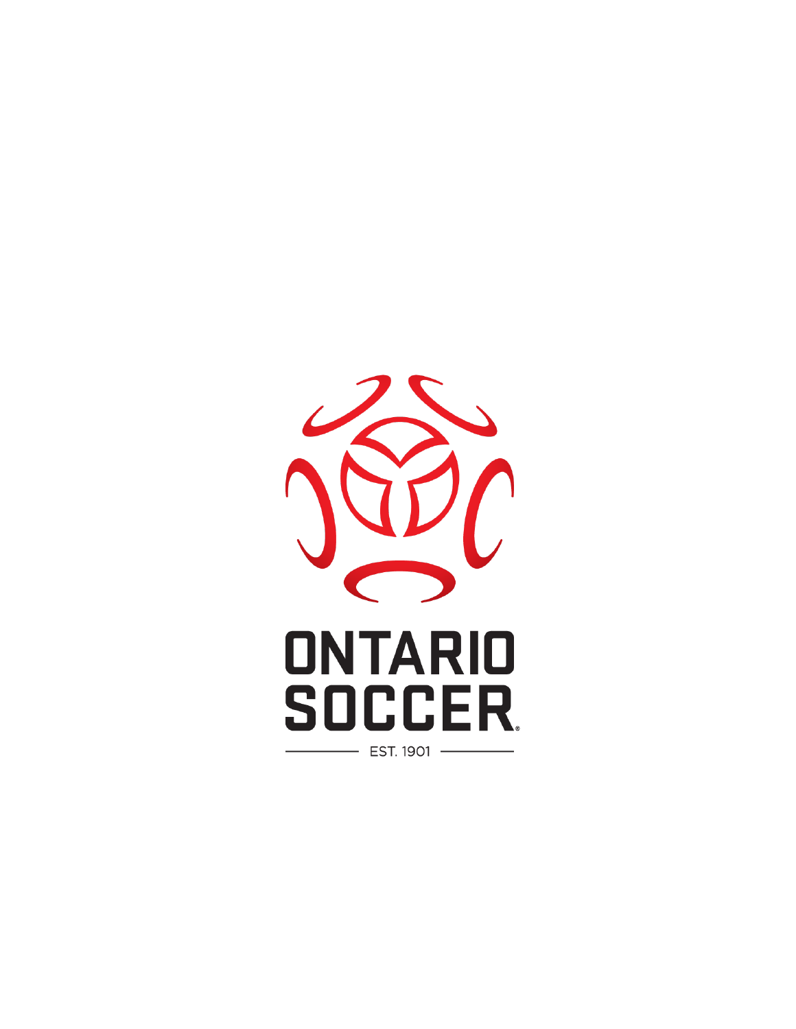ONTARIO
SOCCER.

EST. 1901